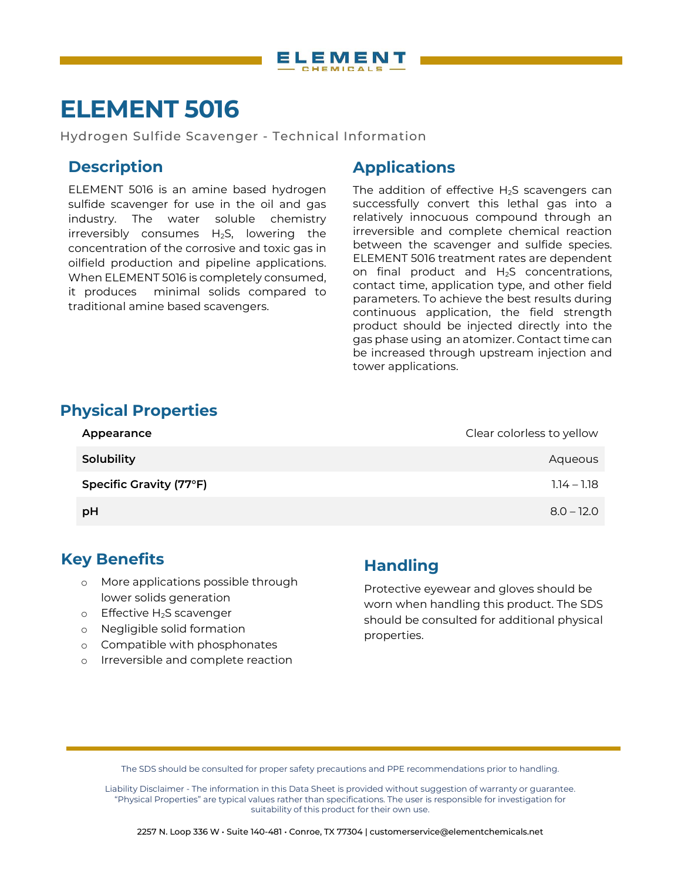# ELEMENT 5016

Hydrogen Sulfide Scavenger - Technical Information

## Description

ELEMENT 5016 is an amine based hydrogen sulfide scavenger for use in the oil and gas industry. The water soluble chemistry irreversibly consumes $H_2S$, lowering the concentration of the corrosive and toxic gas in oilfield production and pipeline applications. When ELEMENT 5016 is completely consumed, it produces minimal solids compared to traditional amine based scavengers.

## Applications

The addition of effective $H_2S$ scavengers can successfully convert this lethal gas into a relatively innocuous compound through an irreversible and complete chemical reaction between the scavenger and sulfide species. ELEMENT 5016 treatment rates are dependent on final product and $H_2S$ concentrations, contact time, application type, and other field parameters. To achieve the best results during continuous application, the field strength product should be injected directly into the gas phase using an atomizer. Contact time can be increased through upstream injection and tower applications.

## Physical Properties

| Property | Value |
|---|---|
| **Appearance** | Clear colorless to yellow |
| **Solubility** | Aqueous |
| **Specific Gravity (77°F)** | 1.14 – 1.18 |
| **pH** | 8.0 – 12.0 |

## Key Benefits

- More applications possible through lower solids generation
- Effective $H_2S$ scavenger
- Negligible solid formation
- Compatible with phosphonates
- Irreversible and complete reaction

## Handling

Protective eyewear and gloves should be worn when handling this product. The SDS should be consulted for additional physical properties.

The SDS should be consulted for proper safety precautions and PPE recommendations prior to handling.

Liability Disclaimer - The information in this Data Sheet is provided without suggestion of warranty or guarantee. "Physical Properties" are typical values rather than specifications. The user is responsible for investigation for suitability of this product for their own use.

2257 N. Loop 336 W • Suite 140-481 • Conroe, TX 77304 | customerservice@elementchemicals.net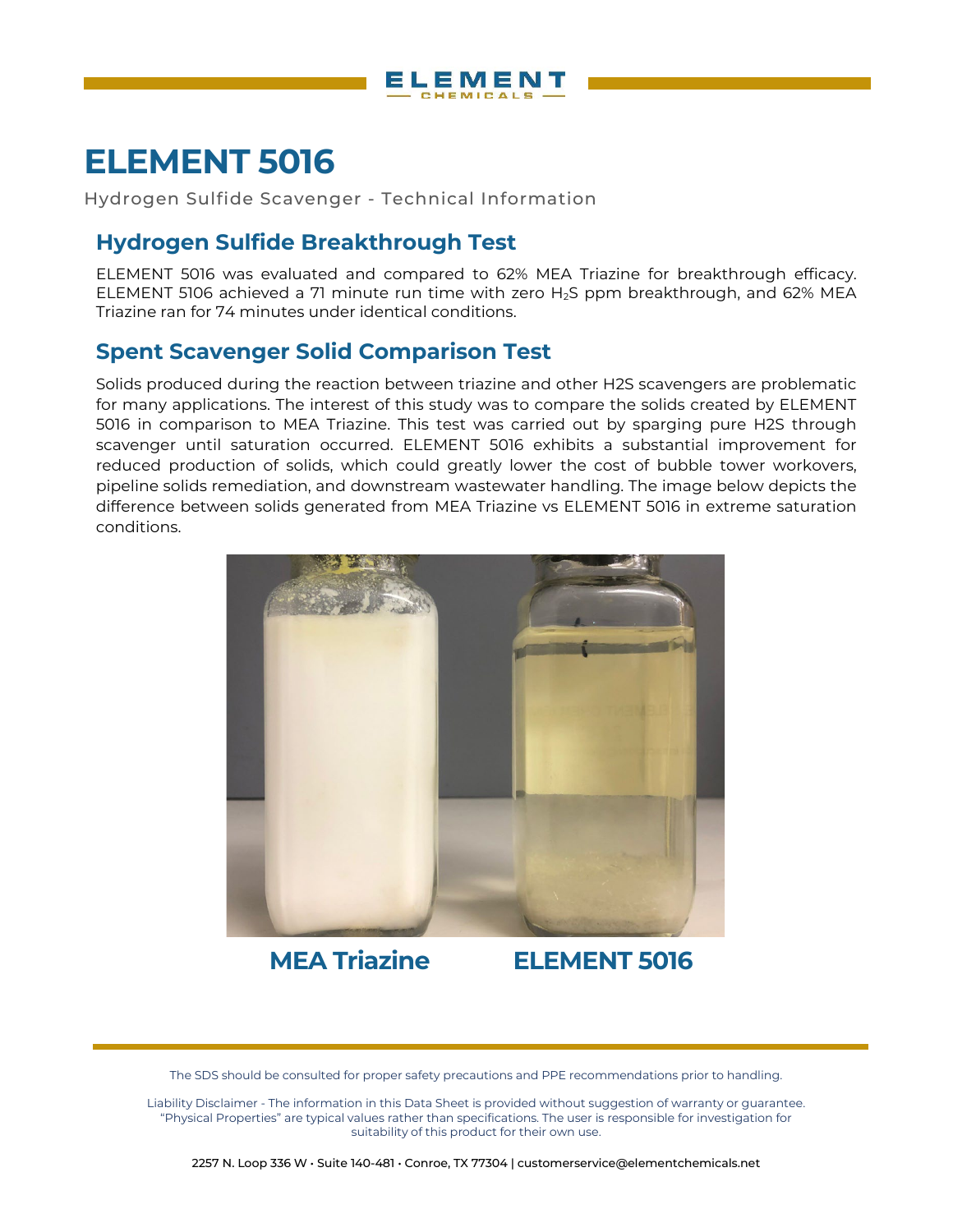# ELEMENT 5016

Hydrogen Sulfide Scavenger - Technical Information

## Hydrogen Sulfide Breakthrough Test

ELEMENT 5016 was evaluated and compared to 62% MEA Triazine for breakthrough efficacy. ELEMENT 5106 achieved a 71 minute run time with zero $H_2S$ ppm breakthrough, and 62% MEA Triazine ran for 74 minutes under identical conditions.

## Spent Scavenger Solid Comparison Test

Solids produced during the reaction between triazine and other H2S scavengers are problematic for many applications. The interest of this study was to compare the solids created by ELEMENT 5016 in comparison to MEA Triazine. This test was carried out by sparging pure H2S through scavenger until saturation occurred. ELEMENT 5016 exhibits a substantial improvement for reduced production of solids, which could greatly lower the cost of bubble tower workovers, pipeline solids remediation, and downstream wastewater handling. The image below depicts the difference between solids generated from MEA Triazine vs ELEMENT 5016 in extreme saturation conditions.

**MEA Triazine** **ELEMENT 5016**

The SDS should be consulted for proper safety precautions and PPE recommendations prior to handling.

Liability Disclaimer - The information in this Data Sheet is provided without suggestion of warranty or guarantee. "Physical Properties" are typical values rather than specifications. The user is responsible for investigation for suitability of this product for their own use.

2257 N. Loop 336 W • Suite 140-481 • Conroe, TX 77304 | customerservice@elementchemicals.net